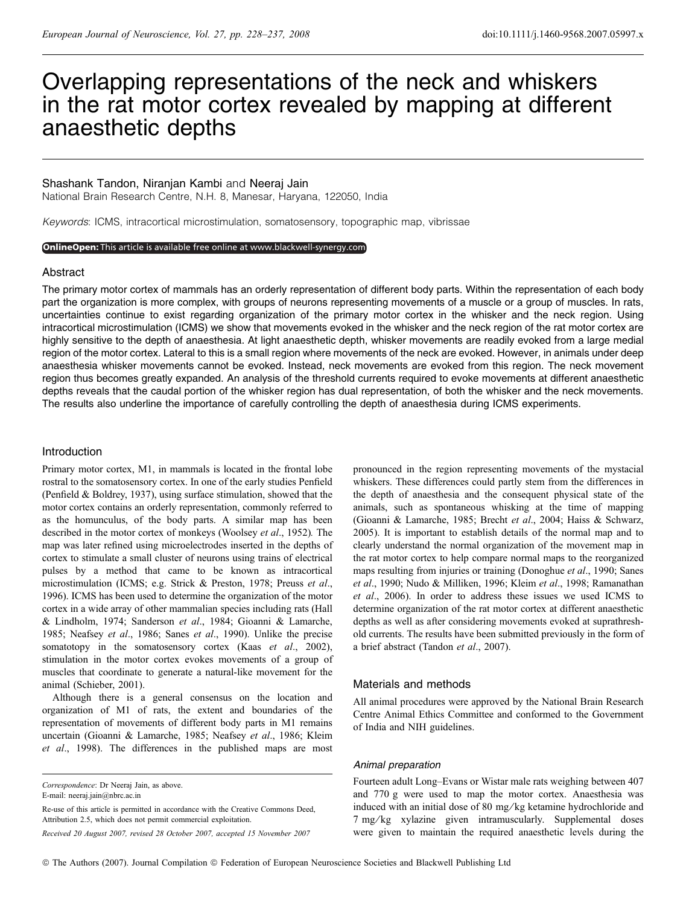# Overlapping representations of the neck and whiskers in the rat motor cortex revealed by mapping at different anaesthetic depths

Shashank Tandon, Niranjan Kambi and Neeraj Jain

National Brain Research Centre, N.H. 8, Manesar, Haryana, 122050, India

*Keywords*: ICMS, intracortical microstimulation, somatosensory, topographic map, vibrissae

**OnlineOpen:** This article is available free online at www.blackwell-synergy.com

## Abstract

The primary motor cortex of mammals has an orderly representation of different body parts. Within the representation of each body part the organization is more complex, with groups of neurons representing movements of a muscle or a group of muscles. In rats, uncertainties continue to exist regarding organization of the primary motor cortex in the whisker and the neck region. Using intracortical microstimulation (ICMS) we show that movements evoked in the whisker and the neck region of the rat motor cortex are highly sensitive to the depth of anaesthesia. At light anaesthetic depth, whisker movements are readily evoked from a large medial region of the motor cortex. Lateral to this is a small region where movements of the neck are evoked. However, in animals under deep anaesthesia whisker movements cannot be evoked. Instead, neck movements are evoked from this region. The neck movement region thus becomes greatly expanded. An analysis of the threshold currents required to evoke movements at different anaesthetic depths reveals that the caudal portion of the whisker region has dual representation, of both the whisker and the neck movements. The results also underline the importance of carefully controlling the depth of anaesthesia during ICMS experiments.

## Introduction

Primary motor cortex, M1, in mammals is located in the frontal lobe rostral to the somatosensory cortex. In one of the early studies Penfield (Penfield & Boldrey, 1937), using surface stimulation, showed that the motor cortex contains an orderly representation, commonly referred to as the homunculus, of the body parts. A similar map has been described in the motor cortex of monkeys (Woolsey *et al*., 1952). The map was later refined using microelectrodes inserted in the depths of cortex to stimulate a small cluster of neurons using trains of electrical pulses by a method that came to be known as intracortical microstimulation (ICMS; e.g. Strick & Preston, 1978; Preuss *et al*., 1996). ICMS has been used to determine the organization of the motor cortex in a wide array of other mammalian species including rats (Hall & Lindholm, 1974; Sanderson *et al*., 1984; Gioanni & Lamarche, 1985; Neafsey *et al*., 1986; Sanes *et al*., 1990). Unlike the precise somatotopy in the somatosensory cortex (Kaas *et al*., 2002), stimulation in the motor cortex evokes movements of a group of muscles that coordinate to generate a natural-like movement for the animal (Schieber, 2001).

Although there is a general consensus on the location and organization of M1 of rats, the extent and boundaries of the representation of movements of different body parts in M1 remains uncertain (Gioanni & Lamarche, 1985; Neafsey *et al*., 1986; Kleim *et al*., 1998). The differences in the published maps are most pronounced in the region representing movements of the mystacial whiskers. These differences could partly stem from the differences in the depth of anaesthesia and the consequent physical state of the animals, such as spontaneous whisking at the time of mapping (Gioanni & Lamarche, 1985; Brecht *et al*., 2004; Haiss & Schwarz, 2005). It is important to establish details of the normal map and to clearly understand the normal organization of the movement map in the rat motor cortex to help compare normal maps to the reorganized maps resulting from injuries or training (Donoghue *et al*., 1990; Sanes *et al*., 1990; Nudo & Milliken, 1996; Kleim *et al*., 1998; Ramanathan *et al*., 2006). In order to address these issues we used ICMS to determine organization of the rat motor cortex at different anaesthetic depths as well as after considering movements evoked at suprathreshold currents. The results have been submitted previously in the form of a brief abstract (Tandon *et al*., 2007).

## Materials and methods

All animal procedures were approved by the National Brain Research Centre Animal Ethics Committee and conformed to the Government of India and NIH guidelines.

### Animal preparation

Fourteen adult Long–Evans or Wistar male rats weighing between 407 and 770 g were used to map the motor cortex. Anaesthesia was induced with an initial dose of 80 mg/kg ketamine hydrochloride and 7 mg/kg xylazine given intramuscularly. Supplemental doses were given to maintain the required anaesthetic levels during the

*Correspondence*: Dr Neeraj Jain, as above.
E-mail: neeraj.jain@nbrc.ac.in

Re-use of this article is permitted in accordance with the Creative Commons Deed, Attribution 2.5, which does not permit commercial exploitation.

*Received 20 August 2007, revised 28 October 2007, accepted 15 November 2007*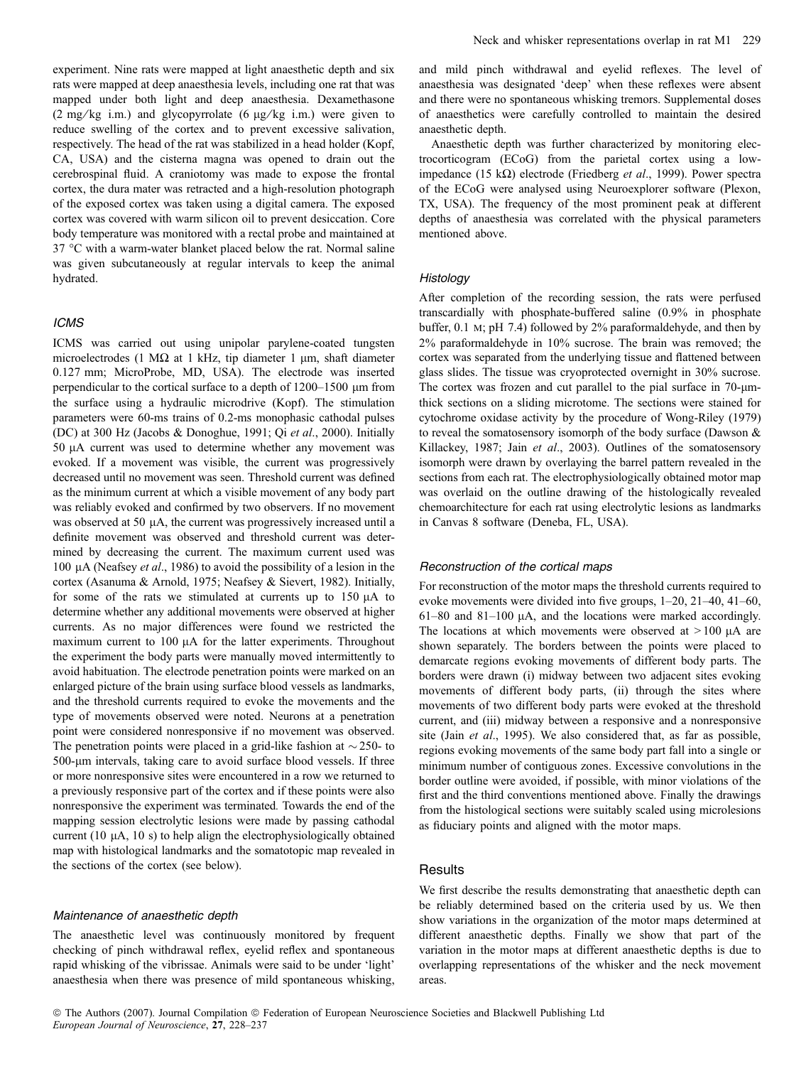experiment. Nine rats were mapped at light anaesthetic depth and six rats were mapped at deep anaesthesia levels, including one rat that was mapped under both light and deep anaesthesia. Dexamethasone (2 mg/kg i.m.) and glycopyrrolate (6 μg/kg i.m.) were given to reduce swelling of the cortex and to prevent excessive salivation, respectively. The head of the rat was stabilized in a head holder (Kopf, CA, USA) and the cisterna magna was opened to drain out the cerebrospinal fluid. A craniotomy was made to expose the frontal cortex, the dura mater was retracted and a high-resolution photograph of the exposed cortex was taken using a digital camera. The exposed cortex was covered with warm silicon oil to prevent desiccation. Core body temperature was monitored with a rectal probe and maintained at 37 °C with a warm-water blanket placed below the rat. Normal saline was given subcutaneously at regular intervals to keep the animal hydrated.

### *ICMS*

ICMS was carried out using unipolar parylene-coated tungsten microelectrodes (1 MΩ at 1 kHz, tip diameter 1 μm, shaft diameter 0.127 mm; MicroProbe, MD, USA). The electrode was inserted perpendicular to the cortical surface to a depth of 1200–1500 μm from the surface using a hydraulic microdrive (Kopf). The stimulation parameters were 60-ms trains of 0.2-ms monophasic cathodal pulses (DC) at 300 Hz (Jacobs & Donoghue, 1991; Qi *et al*., 2000). Initially 50 μA current was used to determine whether any movement was evoked. If a movement was visible, the current was progressively decreased until no movement was seen. Threshold current was defined as the minimum current at which a visible movement of any body part was reliably evoked and confirmed by two observers. If no movement was observed at 50 μA, the current was progressively increased until a definite movement was observed and threshold current was determined by decreasing the current. The maximum current used was 100 μA (Neafsey *et al*., 1986) to avoid the possibility of a lesion in the cortex (Asanuma & Arnold, 1975; Neafsey & Sievert, 1982). Initially, for some of the rats we stimulated at currents up to 150 μA to determine whether any additional movements were observed at higher currents. As no major differences were found we restricted the maximum current to 100 μA for the latter experiments. Throughout the experiment the body parts were manually moved intermittently to avoid habituation. The electrode penetration points were marked on an enlarged picture of the brain using surface blood vessels as landmarks, and the threshold currents required to evoke the movements and the type of movements observed were noted. Neurons at a penetration point were considered nonresponsive if no movement was observed. The penetration points were placed in a grid-like fashion at ~250- to 500-μm intervals, taking care to avoid surface blood vessels. If three or more nonresponsive sites were encountered in a row we returned to a previously responsive part of the cortex and if these points were also nonresponsive the experiment was terminated. Towards the end of the mapping session electrolytic lesions were made by passing cathodal current (10 μA, 10 s) to help align the electrophysiologically obtained map with histological landmarks and the somatotopic map revealed in the sections of the cortex (see below).

### *Maintenance of anaesthetic depth*

The anaesthetic level was continuously monitored by frequent checking of pinch withdrawal reflex, eyelid reflex and spontaneous rapid whisking of the vibrissae. Animals were said to be under 'light' anaesthesia when there was presence of mild spontaneous whisking, and mild pinch withdrawal and eyelid reflexes. The level of anaesthesia was designated 'deep' when these reflexes were absent and there were no spontaneous whisking tremors. Supplemental doses of anaesthetics were carefully controlled to maintain the desired anaesthetic depth.

Anaesthetic depth was further characterized by monitoring electrocorticogram (ECoG) from the parietal cortex using a low-impedance (15 kΩ) electrode (Friedberg *et al*., 1999). Power spectra of the ECoG were analysed using Neuroexplorer software (Plexon, TX, USA). The frequency of the most prominent peak at different depths of anaesthesia was correlated with the physical parameters mentioned above.

### *Histology*

After completion of the recording session, the rats were perfused transcardially with phosphate-buffered saline (0.9% in phosphate buffer, 0.1 M; pH 7.4) followed by 2% paraformaldehyde, and then by 2% paraformaldehyde in 10% sucrose. The brain was removed; the cortex was separated from the underlying tissue and flattened between glass slides. The tissue was cryoprotected overnight in 30% sucrose. The cortex was frozen and cut parallel to the pial surface in 70-μm-thick sections on a sliding microtome. The sections were stained for cytochrome oxidase activity by the procedure of Wong-Riley (1979) to reveal the somatosensory isomorph of the body surface (Dawson & Killackey, 1987; Jain *et al*., 2003). Outlines of the somatosensory isomorph were drawn by overlaying the barrel pattern revealed in the sections from each rat. The electrophysiologically obtained motor map was overlaid on the outline drawing of the histologically revealed chemoarchitecture for each rat using electrolytic lesions as landmarks in Canvas 8 software (Deneba, FL, USA).

### *Reconstruction of the cortical maps*

For reconstruction of the motor maps the threshold currents required to evoke movements were divided into five groups, 1–20, 21–40, 41–60, 61–80 and 81–100 μA, and the locations were marked accordingly. The locations at which movements were observed at > 100 μA are shown separately. The borders between the points were placed to demarcate regions evoking movements of different body parts. The borders were drawn (i) midway between two adjacent sites evoking movements of different body parts, (ii) through the sites where movements of two different body parts were evoked at the threshold current, and (iii) midway between a responsive and a nonresponsive site (Jain *et al*., 1995). We also considered that, as far as possible, regions evoking movements of the same body part fall into a single or minimum number of contiguous zones. Excessive convolutions in the border outline were avoided, if possible, with minor violations of the first and the third conventions mentioned above. Finally the drawings from the histological sections were suitably scaled using microlesions as fiduciary points and aligned with the motor maps.

## Results

We first describe the results demonstrating that anaesthetic depth can be reliably determined based on the criteria used by us. We then show variations in the organization of the motor maps determined at different anaesthetic depths. Finally we show that part of the variation in the motor maps at different anaesthetic depths is due to overlapping representations of the whisker and the neck movement areas.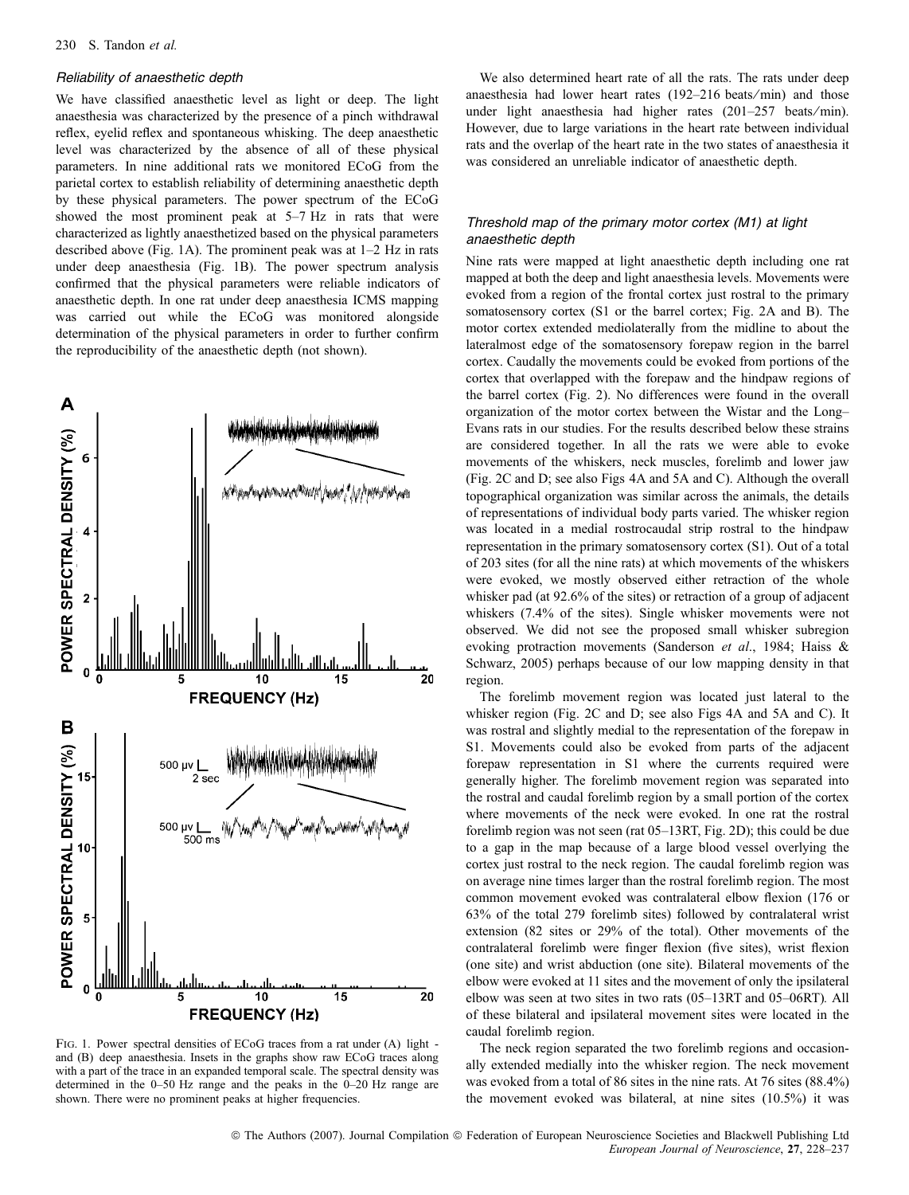### Reliability of anaesthetic depth

We have classified anaesthetic level as light or deep. The light anaesthesia was characterized by the presence of a pinch withdrawal reflex, eyelid reflex and spontaneous whisking. The deep anaesthetic level was characterized by the absence of all of these physical parameters. In nine additional rats we monitored ECoG from the parietal cortex to establish reliability of determining anaesthetic depth by these physical parameters. The power spectrum of the ECoG showed the most prominent peak at 5–7 Hz in rats that were characterized as lightly anaesthetized based on the physical parameters described above (Fig. 1A). The prominent peak was at 1–2 Hz in rats under deep anaesthesia (Fig. 1B). The power spectrum analysis confirmed that the physical parameters were reliable indicators of anaesthetic depth. In one rat under deep anaesthesia ICMS mapping was carried out while the ECoG was monitored alongside determination of the physical parameters in order to further confirm the reproducibility of the anaesthetic depth (not shown).

Fig. 1. Power spectral densities of ECoG traces from a rat under (A) light - and (B) deep anaesthesia. Insets in the graphs show raw ECoG traces along with a part of the trace in an expanded temporal scale. The spectral density was determined in the 0–50 Hz range and the peaks in the 0–20 Hz range are shown. There were no prominent peaks at higher frequencies.

We also determined heart rate of all the rats. The rats under deep anaesthesia had lower heart rates (192–216 beats/min) and those under light anaesthesia had higher rates (201–257 beats/min). However, due to large variations in the heart rate between individual rats and the overlap of the heart rate in the two states of anaesthesia it was considered an unreliable indicator of anaesthetic depth.

### Threshold map of the primary motor cortex (M1) at light anaesthetic depth

Nine rats were mapped at light anaesthetic depth including one rat mapped at both the deep and light anaesthesia levels. Movements were evoked from a region of the frontal cortex just rostral to the primary somatosensory cortex (S1 or the barrel cortex; Fig. 2A and B). The motor cortex extended mediolaterally from the midline to about the lateralmost edge of the somatosensory forepaw region in the barrel cortex. Caudally the movements could be evoked from portions of the cortex that overlapped with the forepaw and the hindpaw regions of the barrel cortex (Fig. 2). No differences were found in the overall organization of the motor cortex between the Wistar and the Long–Evans rats in our studies. For the results described below these strains are considered together. In all the rats we were able to evoke movements of the whiskers, neck muscles, forelimb and lower jaw (Fig. 2C and D; see also Figs 4A and 5A and C). Although the overall topographical organization was similar across the animals, the details of representations of individual body parts varied. The whisker region was located in a medial rostrocaudal strip rostral to the hindpaw representation in the primary somatosensory cortex (S1). Out of a total of 203 sites (for all the nine rats) at which movements of the whiskers were evoked, we mostly observed either retraction of the whole whisker pad (at 92.6% of the sites) or retraction of a group of adjacent whiskers (7.4% of the sites). Single whisker movements were not observed. We did not see the proposed small whisker subregion evoking protraction movements (Sanderson *et al.*, 1984; Haiss & Schwarz, 2005) perhaps because of our low mapping density in that region.

The forelimb movement region was located just lateral to the whisker region (Fig. 2C and D; see also Figs 4A and 5A and C). It was rostral and slightly medial to the representation of the forepaw in S1. Movements could also be evoked from parts of the adjacent forepaw representation in S1 where the currents required were generally higher. The forelimb movement region was separated into the rostral and caudal forelimb region by a small portion of the cortex where movements of the neck were evoked. In one rat the rostral forelimb region was not seen (rat 05–13RT, Fig. 2D); this could be due to a gap in the map because of a large blood vessel overlying the cortex just rostral to the neck region. The caudal forelimb region was on average nine times larger than the rostral forelimb region. The most common movement evoked was contralateral elbow flexion (176 or 63% of the total 279 forelimb sites) followed by contralateral wrist extension (82 sites or 29% of the total). Other movements of the contralateral forelimb were finger flexion (five sites), wrist flexion (one site) and wrist abduction (one site). Bilateral movements of the elbow were evoked at 11 sites and the movement of only the ipsilateral elbow was seen at two sites in two rats (05–13RT and 05–06RT). All of these bilateral and ipsilateral movement sites were located in the caudal forelimb region.

The neck region separated the two forelimb regions and occasionally extended medially into the whisker region. The neck movement was evoked from a total of 86 sites in the nine rats. At 76 sites (88.4%) the movement evoked was bilateral, at nine sites (10.5%) it was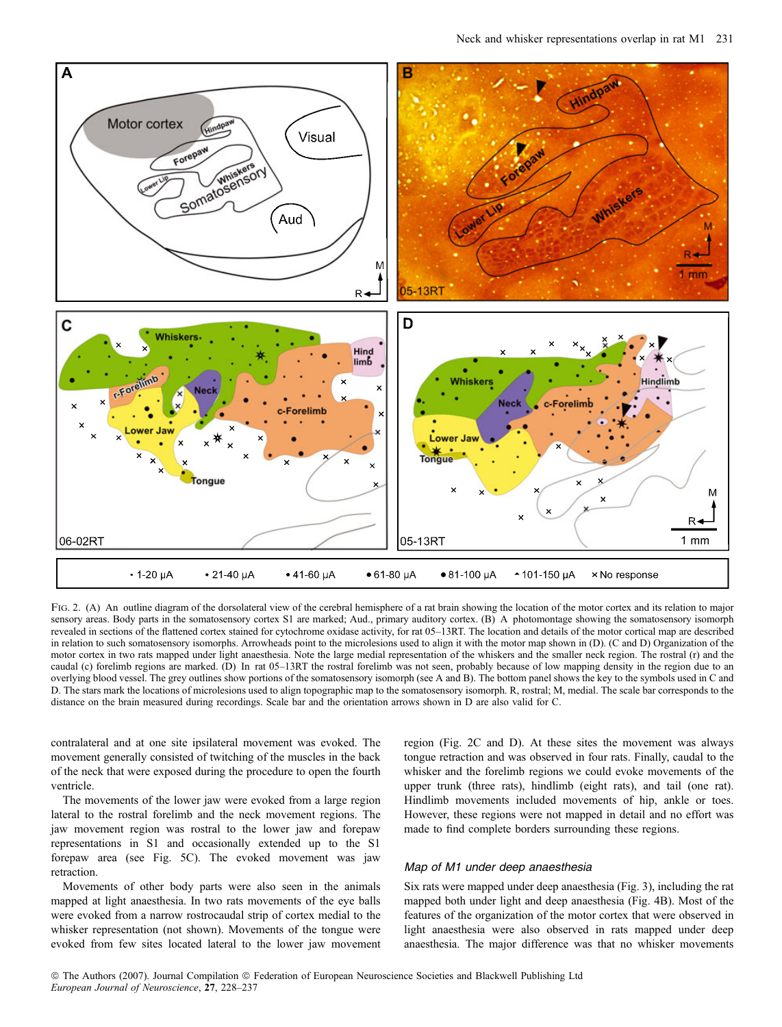FIG. 2. (A) An outline diagram of the dorsolateral view of the cerebral hemisphere of a rat brain showing the location of the motor cortex and its relation to major sensory areas. Body parts in the somatosensory cortex S1 are marked; Aud., primary auditory cortex. (B) A photomontage showing the somatosensory isomorph revealed in sections of the flattened cortex stained for cytochrome oxidase activity, for rat 05–13RT. The location and details of the motor cortical map are described in relation to such somatosensory isomorphs. Arrowheads point to the microlesions used to align it with the motor map shown in (D). (C and D) Organization of the motor cortex in two rats mapped under light anaesthesia. Note the large medial representation of the whiskers and the smaller neck region. The rostral (r) and the caudal (c) forelimb regions are marked. (D) In rat 05–13RT the rostral forelimb was not seen, probably because of low mapping density in the region due to an overlying blood vessel. The grey outlines show portions of the somatosensory isomorph (see A and B). The bottom panel shows the key to the symbols used in C and D. The stars mark the locations of microlesions used to align topographic map to the somatosensory isomorph. R, rostral; M, medial. The scale bar corresponds to the distance on the brain measured during recordings. Scale bar and the orientation arrows shown in D are also valid for C.

contralateral and at one site ipsilateral movement was evoked. The movement generally consisted of twitching of the muscles in the back of the neck that were exposed during the procedure to open the fourth ventricle.

The movements of the lower jaw were evoked from a large region lateral to the rostral forelimb and the neck movement regions. The jaw movement region was rostral to the lower jaw and forepaw representations in S1 and occasionally extended up to the S1 forepaw area (see Fig. 5C). The evoked movement was jaw retraction.

Movements of other body parts were also seen in the animals mapped at light anaesthesia. In two rats movements of the eye balls were evoked from a narrow rostrocaudal strip of cortex medial to the whisker representation (not shown). Movements of the tongue were evoked from few sites located lateral to the lower jaw movement region (Fig. 2C and D). At these sites the movement was always tongue retraction and was observed in four rats. Finally, caudal to the whisker and the forelimb regions we could evoke movements of the upper trunk (three rats), hindlimb (eight rats), and tail (one rat). Hindlimb movements included movements of hip, ankle or toes. However, these regions were not mapped in detail and no effort was made to find complete borders surrounding these regions.

### *Map of M1 under deep anaesthesia*

Six rats were mapped under deep anaesthesia (Fig. 3), including the rat mapped both under light and deep anaesthesia (Fig. 4B). Most of the features of the organization of the motor cortex that were observed in light anaesthesia were also observed in rats mapped under deep anaesthesia. The major difference was that no whisker movements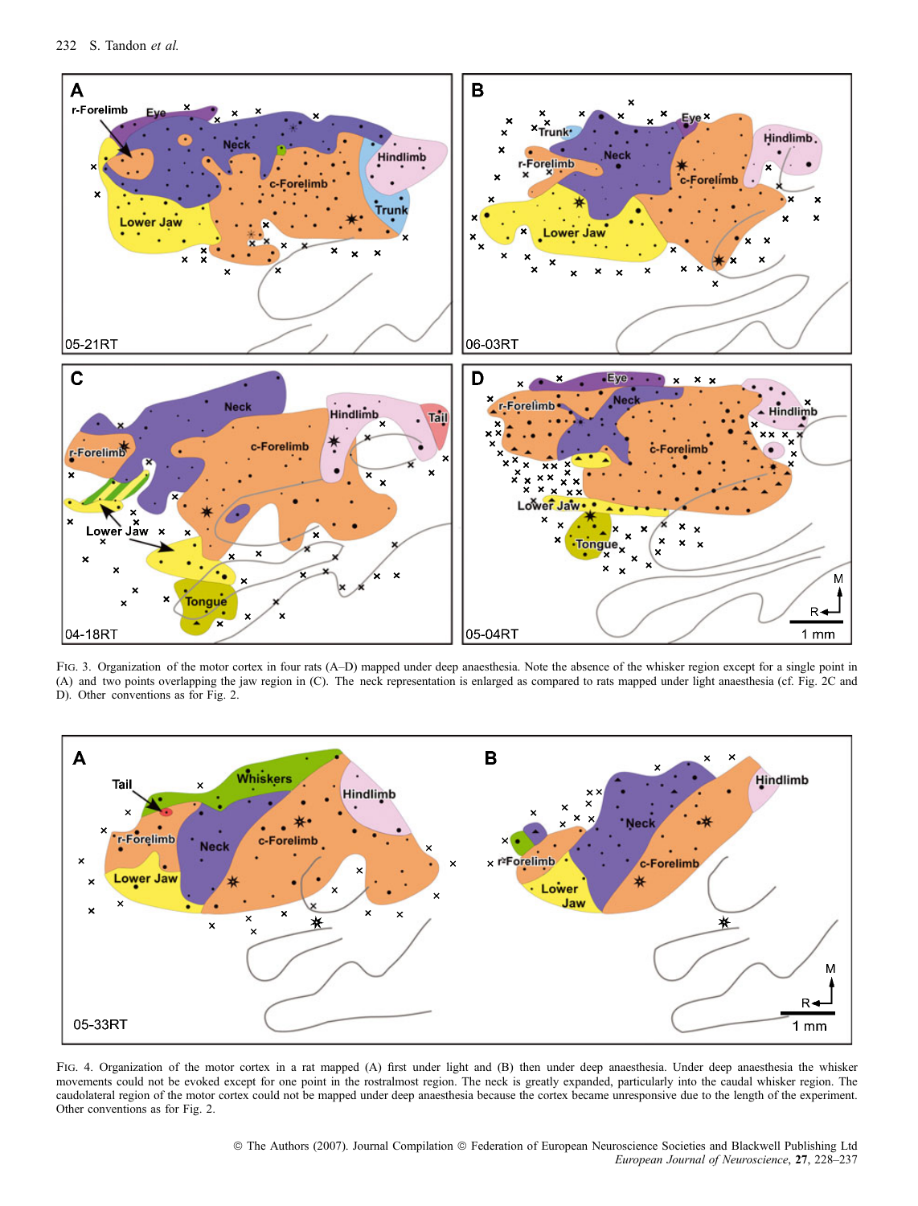Fig. 3. Organization of the motor cortex in four rats (A–D) mapped under deep anaesthesia. Note the absence of the whisker region except for a single point in (A) and two points overlapping the jaw region in (C). The neck representation is enlarged as compared to rats mapped under light anaesthesia (cf. Fig. 2C and D). Other conventions as for Fig. 2.

Fig. 4. Organization of the motor cortex in a rat mapped (A) first under light and (B) then under deep anaesthesia. Under deep anaesthesia the whisker movements could not be evoked except for one point in the rostralmost region. The neck is greatly expanded, particularly into the caudal whisker region. The caudolateral region of the motor cortex could not be mapped under deep anaesthesia because the cortex became unresponsive due to the length of the experiment. Other conventions as for Fig. 2.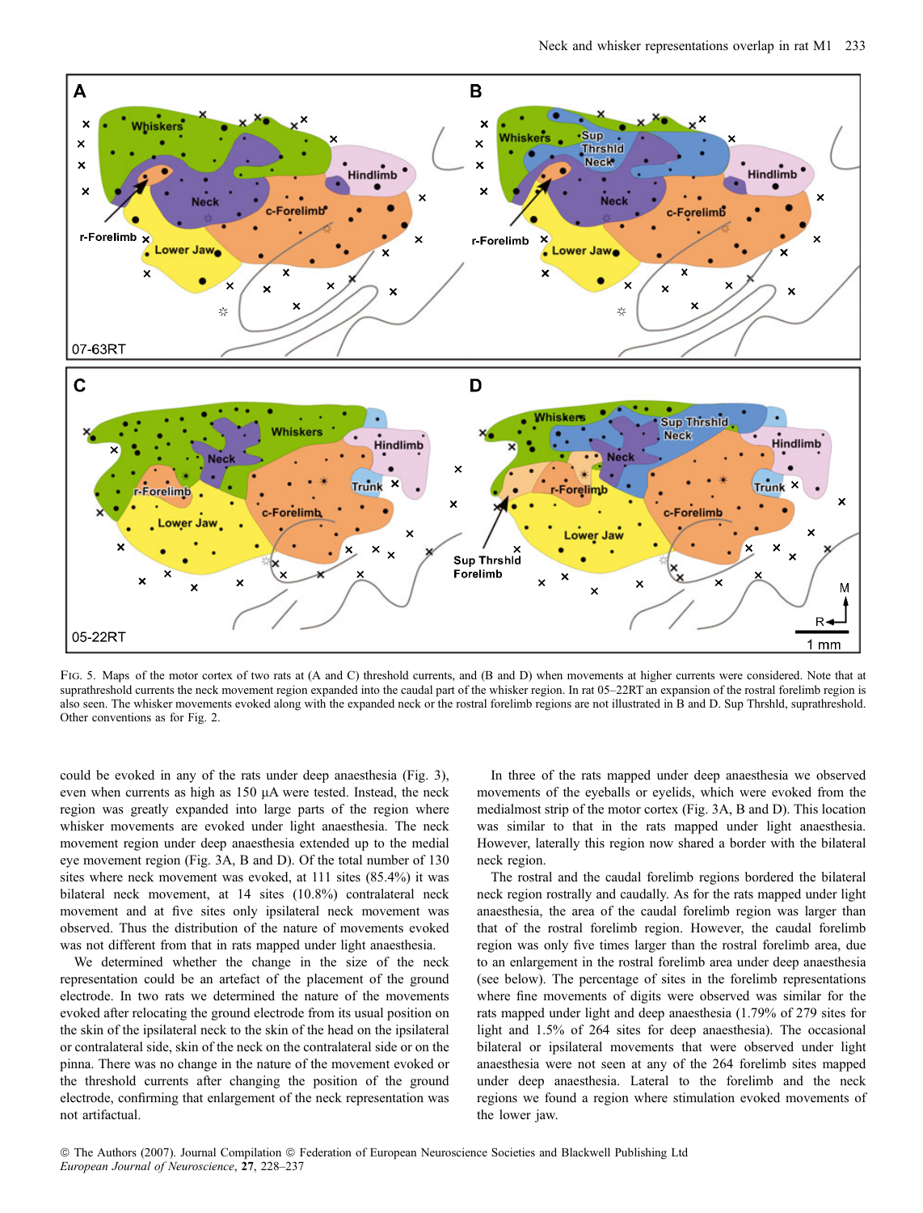FIG. 5. Maps of the motor cortex of two rats at (A and C) threshold currents, and (B and D) when movements at higher currents were considered. Note that at suprathreshold currents the neck movement region expanded into the caudal part of the whisker region. In rat 05–22RT an expansion of the rostral forelimb region is also seen. The whisker movements evoked along with the expanded neck or the rostral forelimb regions are not illustrated in B and D. Sup Thrshld, suprathreshold. Other conventions as for Fig. 2.

could be evoked in any of the rats under deep anaesthesia (Fig. 3), even when currents as high as 150 μA were tested. Instead, the neck region was greatly expanded into large parts of the region where whisker movements are evoked under light anaesthesia. The neck movement region under deep anaesthesia extended up to the medial eye movement region (Fig. 3A, B and D). Of the total number of 130 sites where neck movement was evoked, at 111 sites (85.4%) it was bilateral neck movement, at 14 sites (10.8%) contralateral neck movement and at five sites only ipsilateral neck movement was observed. Thus the distribution of the nature of movements evoked was not different from that in rats mapped under light anaesthesia.

We determined whether the change in the size of the neck representation could be an artefact of the placement of the ground electrode. In two rats we determined the nature of the movements evoked after relocating the ground electrode from its usual position on the skin of the ipsilateral neck to the skin of the head on the ipsilateral or contralateral side, skin of the neck on the contralateral side or on the pinna. There was no change in the nature of the movement evoked or the threshold currents after changing the position of the ground electrode, confirming that enlargement of the neck representation was not artifactual.

In three of the rats mapped under deep anaesthesia we observed movements of the eyeballs or eyelids, which were evoked from the medialmost strip of the motor cortex (Fig. 3A, B and D). This location was similar to that in the rats mapped under light anaesthesia. However, laterally this region now shared a border with the bilateral neck region.

The rostral and the caudal forelimb regions bordered the bilateral neck region rostrally and caudally. As for the rats mapped under light anaesthesia, the area of the caudal forelimb region was larger than that of the rostral forelimb region. However, the caudal forelimb region was only five times larger than the rostral forelimb area, due to an enlargement in the rostral forelimb area under deep anaesthesia (see below). The percentage of sites in the forelimb representations where fine movements of digits were observed was similar for the rats mapped under light and deep anaesthesia (1.79% of 279 sites for light and 1.5% of 264 sites for deep anaesthesia). The occasional bilateral or ipsilateral movements that were observed under light anaesthesia were not seen at any of the 264 forelimb sites mapped under deep anaesthesia. Lateral to the forelimb and the neck regions we found a region where stimulation evoked movements of the lower jaw.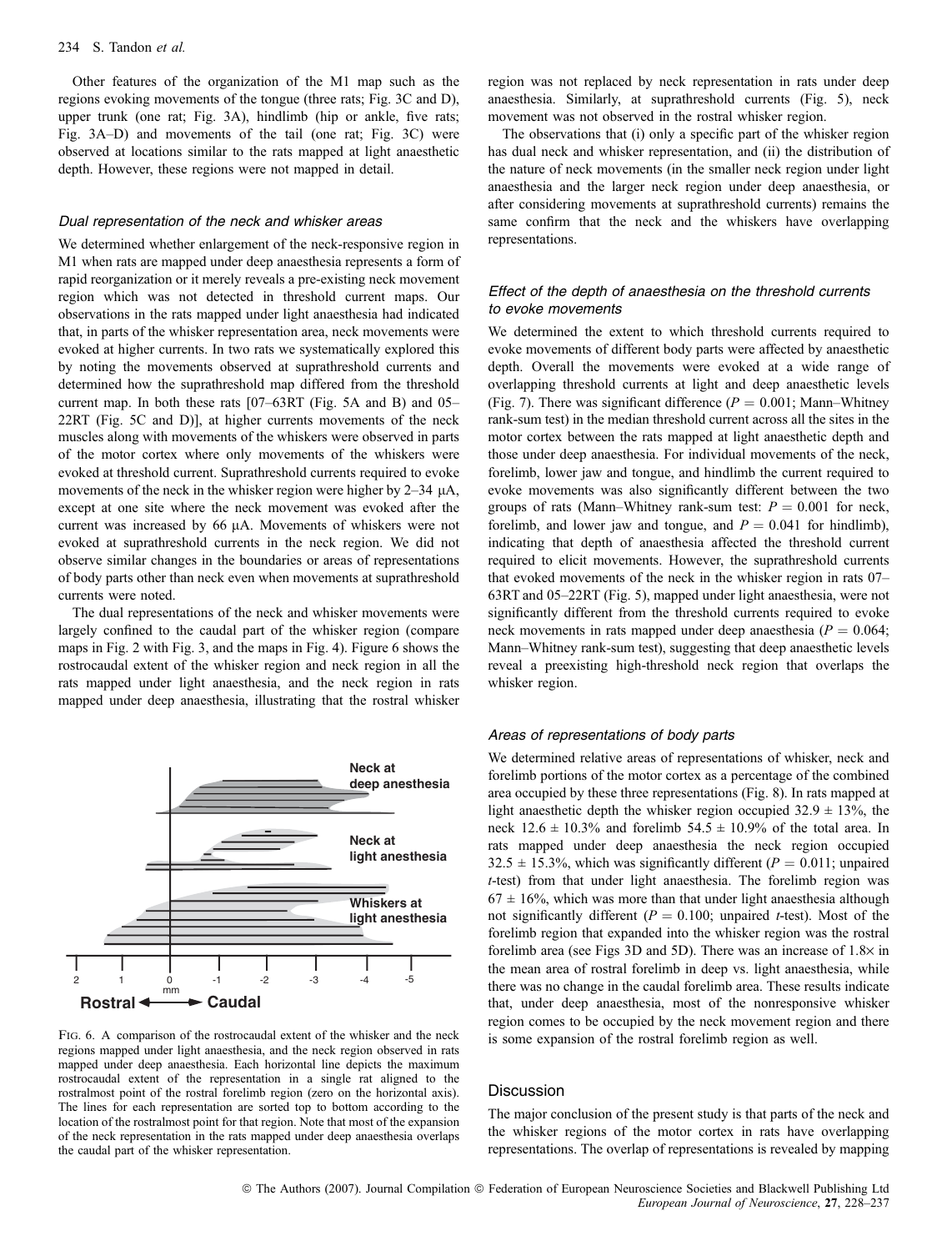Other features of the organization of the M1 map such as the regions evoking movements of the tongue (three rats; Fig. 3C and D), upper trunk (one rat; Fig. 3A), hindlimb (hip or ankle, five rats; Fig. 3A–D) and movements of the tail (one rat; Fig. 3C) were observed at locations similar to the rats mapped at light anaesthetic depth. However, these regions were not mapped in detail.

### *Dual representation of the neck and whisker areas*

We determined whether enlargement of the neck-responsive region in M1 when rats are mapped under deep anaesthesia represents a form of rapid reorganization or it merely reveals a pre-existing neck movement region which was not detected in threshold current maps. Our observations in the rats mapped under light anaesthesia had indicated that, in parts of the whisker representation area, neck movements were evoked at higher currents. In two rats we systematically explored this by noting the movements observed at suprathreshold currents and determined how the suprathreshold map differed from the threshold current map. In both these rats [07–63RT (Fig. 5A and B) and 05–22RT (Fig. 5C and D)], at higher currents movements of the neck muscles along with movements of the whiskers were observed in parts of the motor cortex where only movements of the whiskers were evoked at threshold current. Suprathreshold currents required to evoke movements of the neck in the whisker region were higher by 2–34 μA, except at one site where the neck movement was evoked after the current was increased by 66 μA. Movements of whiskers were not evoked at suprathreshold currents in the neck region. We did not observe similar changes in the boundaries or areas of representations of body parts other than neck even when movements at suprathreshold currents were noted.

The dual representations of the neck and whisker movements were largely confined to the caudal part of the whisker region (compare maps in Fig. 2 with Fig. 3, and the maps in Fig. 4). Figure 6 shows the rostrocaudal extent of the whisker region and neck region in all the rats mapped under light anaesthesia, and the neck region in rats mapped under deep anaesthesia, illustrating that the rostral whisker region was not replaced by neck representation in rats under deep anaesthesia. Similarly, at suprathreshold currents (Fig. 5), neck movement was not observed in the rostral whisker region.

The observations that (i) only a specific part of the whisker region has dual neck and whisker representation, and (ii) the distribution of the nature of neck movements (in the smaller neck region under light anaesthesia and the larger neck region under deep anaesthesia, or after considering movements at suprathreshold currents) remains the same confirm that the neck and the whiskers have overlapping representations.

Fig. 6. A comparison of the rostrocaudal extent of the whisker and the neck regions mapped under light anaesthesia, and the neck region observed in rats mapped under deep anaesthesia. Each horizontal line depicts the maximum rostrocaudal extent of the representation in a single rat aligned to the rostralmost point of the rostral forelimb region (zero on the horizontal axis). The lines for each representation are sorted top to bottom according to the location of the rostralmost point for that region. Note that most of the expansion of the neck representation in the rats mapped under deep anaesthesia overlaps the caudal part of the whisker representation.

### *Effect of the depth of anaesthesia on the threshold currents to evoke movements*

We determined the extent to which threshold currents required to evoke movements of different body parts were affected by anaesthetic depth. Overall the movements were evoked at a wide range of overlapping threshold currents at light and deep anaesthetic levels (Fig. 7). There was significant difference ($P = 0.001$; Mann–Whitney rank-sum test) in the median threshold current across all the sites in the motor cortex between the rats mapped at light anaesthetic depth and those under deep anaesthesia. For individual movements of the neck, forelimb, lower jaw and tongue, and hindlimb the current required to evoke movements was also significantly different between the two groups of rats (Mann–Whitney rank-sum test: $P = 0.001$ for neck, forelimb, and lower jaw and tongue, and $P = 0.041$ for hindlimb), indicating that depth of anaesthesia affected the threshold current required to elicit movements. However, the suprathreshold currents that evoked movements of the neck in the whisker region in rats 07–63RT and 05–22RT (Fig. 5), mapped under light anaesthesia, were not significantly different from the threshold currents required to evoke neck movements in rats mapped under deep anaesthesia ($P = 0.064$; Mann–Whitney rank-sum test), suggesting that deep anaesthetic levels reveal a preexisting high-threshold neck region that overlaps the whisker region.

### *Areas of representations of body parts*

We determined relative areas of representations of whisker, neck and forelimb portions of the motor cortex as a percentage of the combined area occupied by these three representations (Fig. 8). In rats mapped at light anaesthetic depth the whisker region occupied 32.9 ± 13%, the neck 12.6 ± 10.3% and forelimb 54.5 ± 10.9% of the total area. In rats mapped under deep anaesthesia the neck region occupied 32.5 ± 15.3%, which was significantly different ($P = 0.011$; unpaired *t*-test) from that under light anaesthesia. The forelimb region was 67 ± 16%, which was more than that under light anaesthesia although not significantly different ($P = 0.100$; unpaired *t*-test). Most of the forelimb region that expanded into the whisker region was the rostral forelimb area (see Figs 3D and 5D). There was an increase of 1.8× in the mean area of rostral forelimb in deep vs. light anaesthesia, while there was no change in the caudal forelimb area. These results indicate that, under deep anaesthesia, most of the nonresponsive whisker region comes to be occupied by the neck movement region and there is some expansion of the rostral forelimb region as well.

## Discussion

The major conclusion of the present study is that parts of the neck and the whisker regions of the motor cortex in rats have overlapping representations. The overlap of representations is revealed by mapping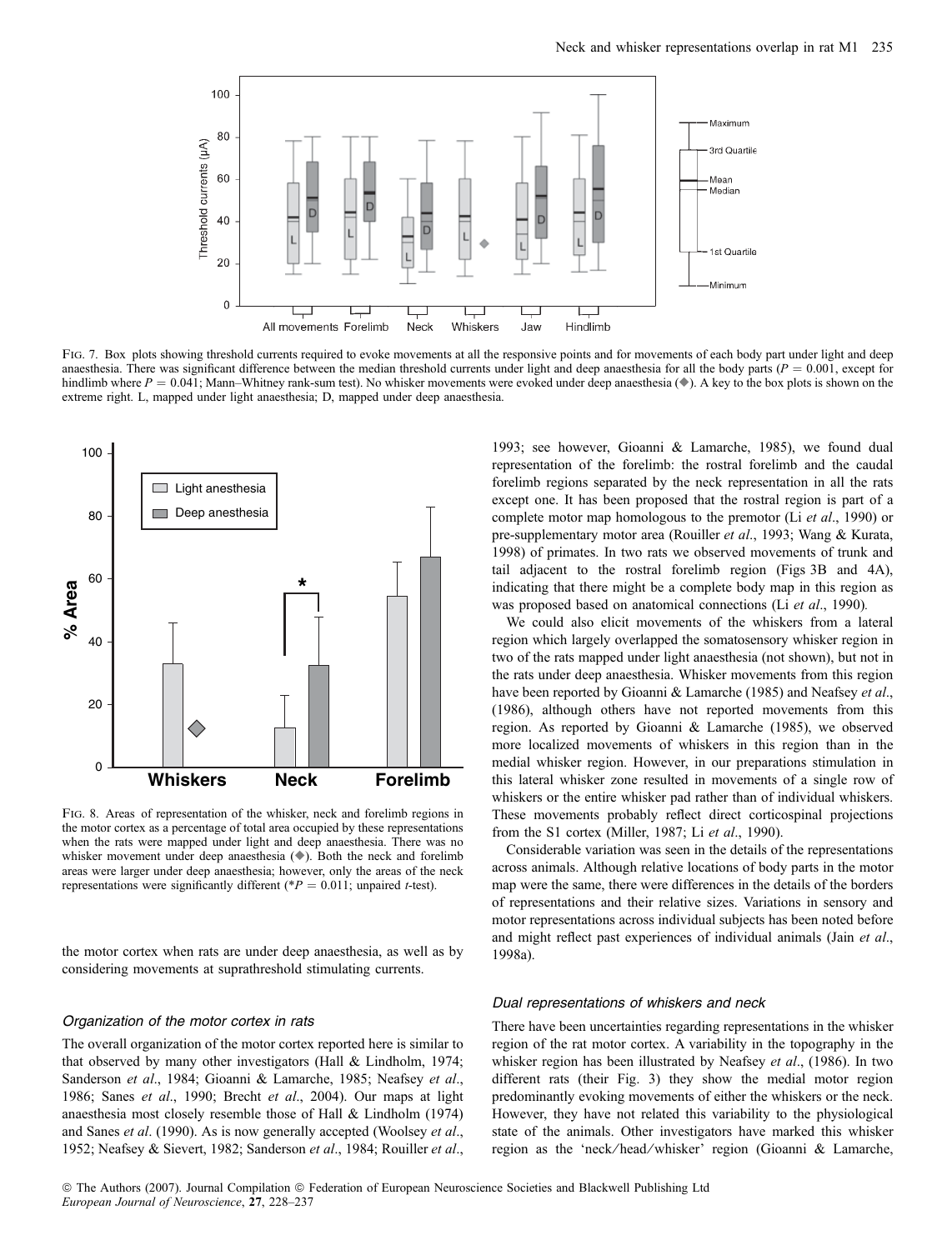FIG. 7. Box plots showing threshold currents required to evoke movements at all the responsive points and for movements of each body part under light and deep anaesthesia. There was significant difference between the median threshold currents under light and deep anaesthesia for all the body parts ($P = 0.001$, except for hindlimb where $P = 0.041$; Mann–Whitney rank-sum test). No whisker movements were evoked under deep anaesthesia (◆). A key to the box plots is shown on the extreme right. L, mapped under light anaesthesia; D, mapped under deep anaesthesia.

FIG. 8. Areas of representation of the whisker, neck and forelimb regions in the motor cortex as a percentage of total area occupied by these representations when the rats were mapped under light and deep anaesthesia. There was no whisker movement under deep anaesthesia (◆). Both the neck and forelimb areas were larger under deep anaesthesia; however, only the areas of the neck representations were significantly different (\*$P = 0.011$; unpaired *t*-test).

the motor cortex when rats are under deep anaesthesia, as well as by considering movements at suprathreshold stimulating currents.

### Organization of the motor cortex in rats

The overall organization of the motor cortex reported here is similar to that observed by many other investigators (Hall & Lindholm, 1974; Sanderson *et al*., 1984; Gioanni & Lamarche, 1985; Neafsey *et al*., 1986; Sanes *et al*., 1990; Brecht *et al*., 2004). Our maps at light anaesthesia most closely resemble those of Hall & Lindholm (1974) and Sanes *et al*. (1990). As is now generally accepted (Woolsey *et al*., 1952; Neafsey & Sievert, 1982; Sanderson *et al*., 1984; Rouiller *et al*., 1993; see however, Gioanni & Lamarche, 1985), we found dual representation of the forelimb: the rostral forelimb and the caudal forelimb regions separated by the neck representation in all the rats except one. It has been proposed that the rostral region is part of a complete motor map homologous to the premotor (Li *et al*., 1990) or pre-supplementary motor area (Rouiller *et al*., 1993; Wang & Kurata, 1998) of primates. In two rats we observed movements of trunk and tail adjacent to the rostral forelimb region (Figs 3B and 4A), indicating that there might be a complete body map in this region as was proposed based on anatomical connections (Li *et al*., 1990).

We could also elicit movements of the whiskers from a lateral region which largely overlapped the somatosensory whisker region in two of the rats mapped under light anaesthesia (not shown), but not in the rats under deep anaesthesia. Whisker movements from this region have been reported by Gioanni & Lamarche (1985) and Neafsey *et al*., (1986), although others have not reported movements from this region. As reported by Gioanni & Lamarche (1985), we observed more localized movements of whiskers in this region than in the medial whisker region. However, in our preparations stimulation in this lateral whisker zone resulted in movements of a single row of whiskers or the entire whisker pad rather than of individual whiskers. These movements probably reflect direct corticospinal projections from the S1 cortex (Miller, 1987; Li *et al*., 1990).

Considerable variation was seen in the details of the representations across animals. Although relative locations of body parts in the motor map were the same, there were differences in the details of the borders of representations and their relative sizes. Variations in sensory and motor representations across individual subjects has been noted before and might reflect past experiences of individual animals (Jain *et al*., 1998a).

### Dual representations of whiskers and neck

There have been uncertainties regarding representations in the whisker region of the rat motor cortex. A variability in the topography in the whisker region has been illustrated by Neafsey *et al*., (1986). In two different rats (their Fig. 3) they show the medial motor region predominantly evoking movements of either the whiskers or the neck. However, they have not related this variability to the physiological state of the animals. Other investigators have marked this whisker region as the 'neck/head/whisker' region (Gioanni & Lamarche,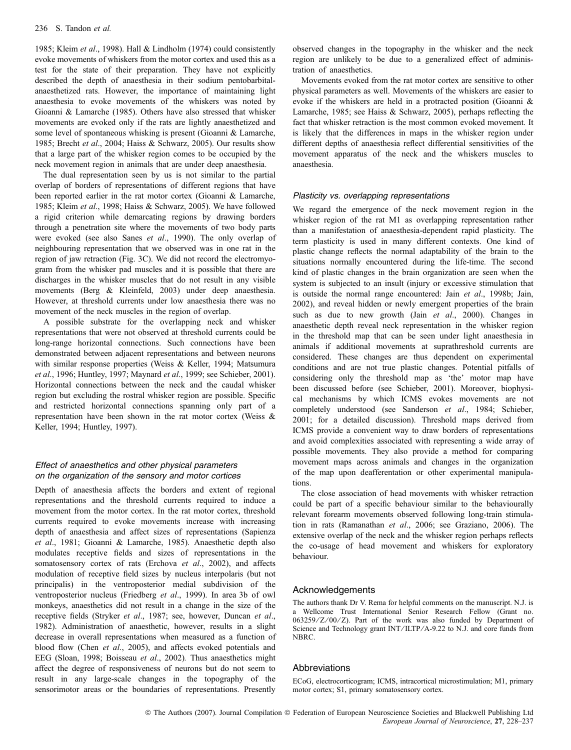1985; Kleim *et al*., 1998). Hall & Lindholm (1974) could consistently evoke movements of whiskers from the motor cortex and used this as a test for the state of their preparation. They have not explicitly described the depth of anaesthesia in their sodium pentobarbital-anaesthetized rats. However, the importance of maintaining light anaesthesia to evoke movements of the whiskers was noted by Gioanni & Lamarche (1985). Others have also stressed that whisker movements are evoked only if the rats are lightly anaesthetized and some level of spontaneous whisking is present (Gioanni & Lamarche, 1985; Brecht *et al*., 2004; Haiss & Schwarz, 2005). Our results show that a large part of the whisker region comes to be occupied by the neck movement region in animals that are under deep anaesthesia.

The dual representation seen by us is not similar to the partial overlap of borders of representations of different regions that have been reported earlier in the rat motor cortex (Gioanni & Lamarche, 1985; Kleim *et al*., 1998; Haiss & Schwarz, 2005). We have followed a rigid criterion while demarcating regions by drawing borders through a penetration site where the movements of two body parts were evoked (see also Sanes *et al*., 1990). The only overlap of neighbouring representation that we observed was in one rat in the region of jaw retraction (Fig. 3C). We did not record the electromyogram from the whisker pad muscles and it is possible that there are discharges in the whisker muscles that do not result in any visible movements (Berg & Kleinfeld, 2003) under deep anaesthesia. However, at threshold currents under low anaesthesia there was no movement of the neck muscles in the region of overlap.

A possible substrate for the overlapping neck and whisker representations that were not observed at threshold currents could be long-range horizontal connections. Such connections have been demonstrated between adjacent representations and between neurons with similar response properties (Weiss & Keller, 1994; Matsumura *et al*., 1996; Huntley, 1997; Maynard *et al*., 1999; see Schieber, 2001). Horizontal connections between the neck and the caudal whisker region but excluding the rostral whisker region are possible. Specific and restricted horizontal connections spanning only part of a representation have been shown in the rat motor cortex (Weiss & Keller, 1994; Huntley, 1997).

### *Effect of anaesthetics and other physical parameters on the organization of the sensory and motor cortices*

Depth of anaesthesia affects the borders and extent of regional representations and the threshold currents required to induce a movement from the motor cortex. In the rat motor cortex, threshold currents required to evoke movements increase with increasing depth of anaesthesia and affect sizes of representations (Sapienza *et al*., 1981; Gioanni & Lamarche, 1985). Anaesthetic depth also modulates receptive fields and sizes of representations in the somatosensory cortex of rats (Erchova *et al*., 2002), and affects modulation of receptive field sizes by nucleus interpolaris (but not principalis) in the ventroposterior medial subdivision of the ventroposterior nucleus (Friedberg *et al*., 1999). In area 3b of owl monkeys, anaesthetics did not result in a change in the size of the receptive fields (Stryker *et al*., 1987; see, however, Duncan *et al*., 1982). Administration of anaesthetic, however, results in a slight decrease in overall representations when measured as a function of blood flow (Chen *et al*., 2005), and affects evoked potentials and EEG (Sloan, 1998; Boisseau *et al*., 2002). Thus anaesthetics might affect the degree of responsiveness of neurons but do not seem to result in any large-scale changes in the topography of the sensorimotor areas or the boundaries of representations. Presently observed changes in the topography in the whisker and the neck region are unlikely to be due to a generalized effect of administration of anaesthetics.

Movements evoked from the rat motor cortex are sensitive to other physical parameters as well. Movements of the whiskers are easier to evoke if the whiskers are held in a protracted position (Gioanni & Lamarche, 1985; see Haiss & Schwarz, 2005), perhaps reflecting the fact that whisker retraction is the most common evoked movement. It is likely that the differences in maps in the whisker region under different depths of anaesthesia reflect differential sensitivities of the movement apparatus of the neck and the whiskers muscles to anaesthesia.

### *Plasticity vs. overlapping representations*

We regard the emergence of the neck movement region in the whisker region of the rat M1 as overlapping representation rather than a manifestation of anaesthesia-dependent rapid plasticity. The term plasticity is used in many different contexts. One kind of plastic change reflects the normal adaptability of the brain to the situations normally encountered during the life-time. The second kind of plastic changes in the brain organization are seen when the system is subjected to an insult (injury or excessive stimulation that is outside the normal range encountered: Jain *et al*., 1998b; Jain, 2002), and reveal hidden or newly emergent properties of the brain such as due to new growth (Jain *et al*., 2000). Changes in anaesthetic depth reveal neck representation in the whisker region in the threshold map that can be seen under light anaesthesia in animals if additional movements at suprathreshold currents are considered. These changes are thus dependent on experimental conditions and are not true plastic changes. Potential pitfalls of considering only the threshold map as 'the' motor map have been discussed before (see Schieber, 2001). Moreover, biophysical mechanisms by which ICMS evokes movements are not completely understood (see Sanderson *et al*., 1984; Schieber, 2001; for a detailed discussion). Threshold maps derived from ICMS provide a convenient way to draw borders of representations and avoid complexities associated with representing a wide array of possible movements. They also provide a method for comparing movement maps across animals and changes in the organization of the map upon deafferentation or other experimental manipulations.

The close association of head movements with whisker retraction could be part of a specific behaviour similar to the behaviourally relevant forearm movements observed following long-train stimulation in rats (Ramanathan *et al*., 2006; see Graziano, 2006). The extensive overlap of the neck and the whisker region perhaps reflects the co-usage of head movement and whiskers for exploratory behaviour.

## Acknowledgements

The authors thank Dr V. Rema for helpful comments on the manuscript. N.J. is a Wellcome Trust International Senior Research Fellow (Grant no. 063259/Z/00/Z). Part of the work was also funded by Department of Science and Technology grant INT/ILTP/A-9.22 to N.J. and core funds from NBRC.

## Abbreviations

ECoG, electrocorticogram; ICMS, intracortical microstimulation; M1, primary motor cortex; S1, primary somatosensory cortex.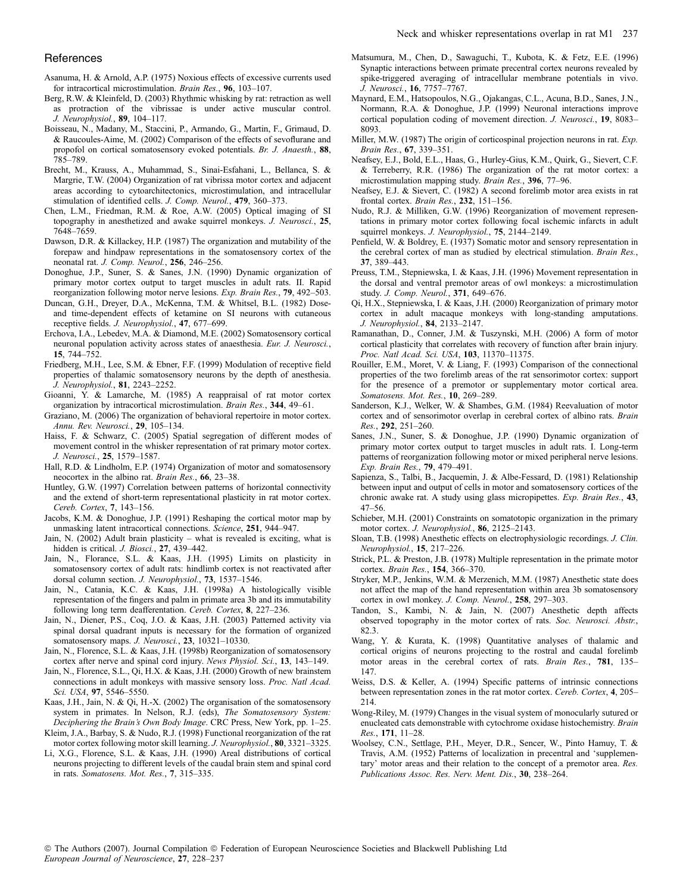## References

Asanuma, H. & Arnold, A.P. (1975) Noxious effects of excessive currents used for intracortical microstimulation. *Brain Res.*, **96**, 103–107.

Berg, R.W. & Kleinfeld, D. (2003) Rhythmic whisking by rat: retraction as well as protraction of the vibrissae is under active muscular control. *J. Neurophysiol.*, **89**, 104–117.

Boisseau, N., Madany, M., Staccini, P., Armando, G., Martin, F., Grimaud, D. & Raucoules-Aime, M. (2002) Comparison of the effects of sevoflurane and propofol on cortical somatosensory evoked potentials. *Br. J. Anaesth.*, **88**, 785–789.

Brecht, M., Krauss, A., Muhammad, S., Sinai-Esfahani, L., Bellanca, S. & Margrie, T.W. (2004) Organization of rat vibrissa motor cortex and adjacent areas according to cytoarchitectonics, microstimulation, and intracellular stimulation of identified cells. *J. Comp. Neurol.*, **479**, 360–373.

Chen, L.M., Friedman, R.M. & Roe, A.W. (2005) Optical imaging of SI topography in anesthetized and awake squirrel monkeys. *J. Neurosci.*, **25**, 7648–7659.

Dawson, D.R. & Killackey, H.P. (1987) The organization and mutability of the forepaw and hindpaw representations in the somatosensory cortex of the neonatal rat. *J. Comp. Neurol.*, **256**, 246–256.

Donoghue, J.P., Suner, S. & Sanes, J.N. (1990) Dynamic organization of primary motor cortex output to target muscles in adult rats. II. Rapid reorganization following motor nerve lesions. *Exp. Brain Res.*, **79**, 492–503.

Duncan, G.H., Dreyer, D.A., McKenna, T.M. & Whitsel, B.L. (1982) Dose- and time-dependent effects of ketamine on SI neurons with cutaneous receptive fields. *J. Neurophysiol.*, **47**, 677–699.

Erchova, I.A., Lebedev, M.A. & Diamond, M.E. (2002) Somatosensory cortical neuronal population activity across states of anaesthesia. *Eur. J. Neurosci.*, **15**, 744–752.

Friedberg, M.H., Lee, S.M. & Ebner, F.F. (1999) Modulation of receptive field properties of thalamic somatosensory neurons by the depth of anesthesia. *J. Neurophysiol.*, **81**, 2243–2252.

Gioanni, Y. & Lamarche, M. (1985) A reappraisal of rat motor cortex organization by intracortical microstimulation. *Brain Res.*, **344**, 49–61.

Graziano, M. (2006) The organization of behavioral repertoire in motor cortex. *Annu. Rev. Neurosci.*, **29**, 105–134.

Haiss, F. & Schwarz, C. (2005) Spatial segregation of different modes of movement control in the whisker representation of rat primary motor cortex. *J. Neurosci.*, **25**, 1579–1587.

Hall, R.D. & Lindholm, E.P. (1974) Organization of motor and somatosensory neocortex in the albino rat. *Brain Res.*, **66**, 23–38.

Huntley, G.W. (1997) Correlation between patterns of horizontal connectivity and the extend of short-term representational plasticity in rat motor cortex. *Cereb. Cortex*, **7**, 143–156.

Jacobs, K.M. & Donoghue, J.P. (1991) Reshaping the cortical motor map by unmasking latent intracortical connections. *Science*, **251**, 944–947.

Jain, N. (2002) Adult brain plasticity – what is revealed is exciting, what is hidden is critical. *J. Biosci.*, **27**, 439–442.

Jain, N., Florance, S.L. & Kaas, J.H. (1995) Limits on plasticity in somatosensory cortex of adult rats: hindlimb cortex is not reactivated after dorsal column section. *J. Neurophysiol.*, **73**, 1537–1546.

Jain, N., Catania, K.C. & Kaas, J.H. (1998a) A histologically visible representation of the fingers and palm in primate area 3b and its immutability following long term deafferentation. *Cereb. Cortex*, **8**, 227–236.

Jain, N., Diener, P.S., Coq, J.O. & Kaas, J.H. (2003) Patterned activity via spinal dorsal quadrant inputs is necessary for the formation of organized somatosensory maps. *J. Neurosci.*, **23**, 10321–10330.

Jain, N., Florence, S.L. & Kaas, J.H. (1998b) Reorganization of somatosensory cortex after nerve and spinal cord injury. *News Physiol. Sci.*, **13**, 143–149.

Jain, N., Florence, S.L., Qi, H.X. & Kaas, J.H. (2000) Growth of new brainstem connections in adult monkeys with massive sensory loss. *Proc. Natl Acad. Sci. USA*, **97**, 5546–5550.

Kaas, J.H., Jain, N. & Qi, H.-X. (2002) The organisation of the somatosensory system in primates. In Nelson, R.J. (eds), *The Somatosensory System: Deciphering the Brain's Own Body Image*. CRC Press, New York, pp. 1–25.

Kleim, J.A., Barbay, S. & Nudo, R.J. (1998) Functional reorganization of the rat motor cortex following motor skill learning. *J. Neurophysiol.*, **80**, 3321–3325.

Li, X.G., Florence, S.L. & Kaas, J.H. (1990) Areal distributions of cortical neurons projecting to different levels of the caudal brain stem and spinal cord in rats. *Somatosens. Mot. Res.*, **7**, 315–335.

Matsumura, M., Chen, D., Sawaguchi, T., Kubota, K. & Fetz, E.E. (1996) Synaptic interactions between primate precentral cortex neurons revealed by spike-triggered averaging of intracellular membrane potentials in vivo. *J. Neurosci.*, **16**, 7757–7767.

Maynard, E.M., Hatsopoulos, N.G., Ojakangas, C.L., Acuna, B.D., Sanes, J.N., Normann, R.A. & Donoghue, J.P. (1999) Neuronal interactions improve cortical population coding of movement direction. *J. Neurosci.*, **19**, 8083–8093.

Miller, M.W. (1987) The origin of corticospinal projection neurons in rat. *Exp. Brain Res.*, **67**, 339–351.

Neafsey, E.J., Bold, E.L., Haas, G., Hurley-Gius, K.M., Quirk, G., Sievert, C.F. & Terreberry, R.R. (1986) The organization of the rat motor cortex: a microstimulation mapping study. *Brain Res.*, **396**, 77–96.

Neafsey, E.J. & Sievert, C. (1982) A second forelimb motor area exists in rat frontal cortex. *Brain Res.*, **232**, 151–156.

Nudo, R.J. & Milliken, G.W. (1996) Reorganization of movement representations in primary motor cortex following focal ischemic infarcts in adult squirrel monkeys. *J. Neurophysiol.*, **75**, 2144–2149.

Penfield, W. & Boldrey, E. (1937) Somatic motor and sensory representation in the cerebral cortex of man as studied by electrical stimulation. *Brain Res.*, **37**, 389–443.

Preuss, T.M., Stepniewska, I. & Kaas, J.H. (1996) Movement representation in the dorsal and ventral premotor areas of owl monkeys: a microstimulation study. *J. Comp. Neurol.*, **371**, 649–676.

Qi, H.X., Stepniewska, I. & Kaas, J.H. (2000) Reorganization of primary motor cortex in adult macaque monkeys with long-standing amputations. *J. Neurophysiol.*, **84**, 2133–2147.

Ramanathan, D., Conner, J.M. & Tuszynski, M.H. (2006) A form of motor cortical plasticity that correlates with recovery of function after brain injury. *Proc. Natl Acad. Sci. USA*, **103**, 11370–11375.

Rouiller, E.M., Moret, V. & Liang, F. (1993) Comparison of the connectional properties of the two forelimb areas of the rat sensorimotor cortex: support for the presence of a premotor or supplementary motor cortical area. *Somatosens. Mot. Res.*, **10**, 269–289.

Sanderson, K.J., Welker, W. & Shambes, G.M. (1984) Reevaluation of motor cortex and of sensorimotor overlap in cerebral cortex of albino rats. *Brain Res.*, **292**, 251–260.

Sanes, J.N., Suner, S. & Donoghue, J.P. (1990) Dynamic organization of primary motor cortex output to target muscles in adult rats. I. Long-term patterns of reorganization following motor or mixed peripheral nerve lesions. *Exp. Brain Res.*, **79**, 479–491.

Sapienza, S., Talbi, B., Jacquemin, J. & Albe-Fessard, D. (1981) Relationship between input and output of cells in motor and somatosensory cortices of the chronic awake rat. A study using glass micropipettes. *Exp. Brain Res.*, **43**, 47–56.

Schieber, M.H. (2001) Constraints on somatotopic organization in the primary motor cortex. *J. Neurophysiol.*, **86**, 2125–2143.

Sloan, T.B. (1998) Anesthetic effects on electrophysiologic recordings. *J. Clin. Neurophysiol.*, **15**, 217–226.

Strick, P.L. & Preston, J.B. (1978) Multiple representation in the primate motor cortex. *Brain Res.*, **154**, 366–370.

Stryker, M.P., Jenkins, W.M. & Merzenich, M.M. (1987) Anesthetic state does not affect the map of the hand representation within area 3b somatosensory cortex in owl monkey. *J. Comp. Neurol.*, **258**, 297–303.

Tandon, S., Kambi, N. & Jain, N. (2007) Anesthetic depth affects observed topography in the motor cortex of rats. *Soc. Neurosci. Abstr.*, 82.3.

Wang, Y. & Kurata, K. (1998) Quantitative analyses of thalamic and cortical origins of neurons projecting to the rostral and caudal forelimb motor areas in the cerebral cortex of rats. *Brain Res.*, **781**, 135–147.

Weiss, D.S. & Keller, A. (1994) Specific patterns of intrinsic connections between representation zones in the rat motor cortex. *Cereb. Cortex*, **4**, 205–214.

Wong-Riley, M. (1979) Changes in the visual system of monocularly sutured or enucleated cats demonstrable with cytochrome oxidase histochemistry. *Brain Res.*, **171**, 11–28.

Woolsey, C.N., Settlage, P.H., Meyer, D.R., Sencer, W., Pinto Hamuy, T. & Travis, A.M. (1952) Patterns of localization in precentral and 'supplementary' motor areas and their relation to the concept of a premotor area. *Res. Publications Assoc. Res. Nerv. Ment. Dis.*, **30**, 238–264.